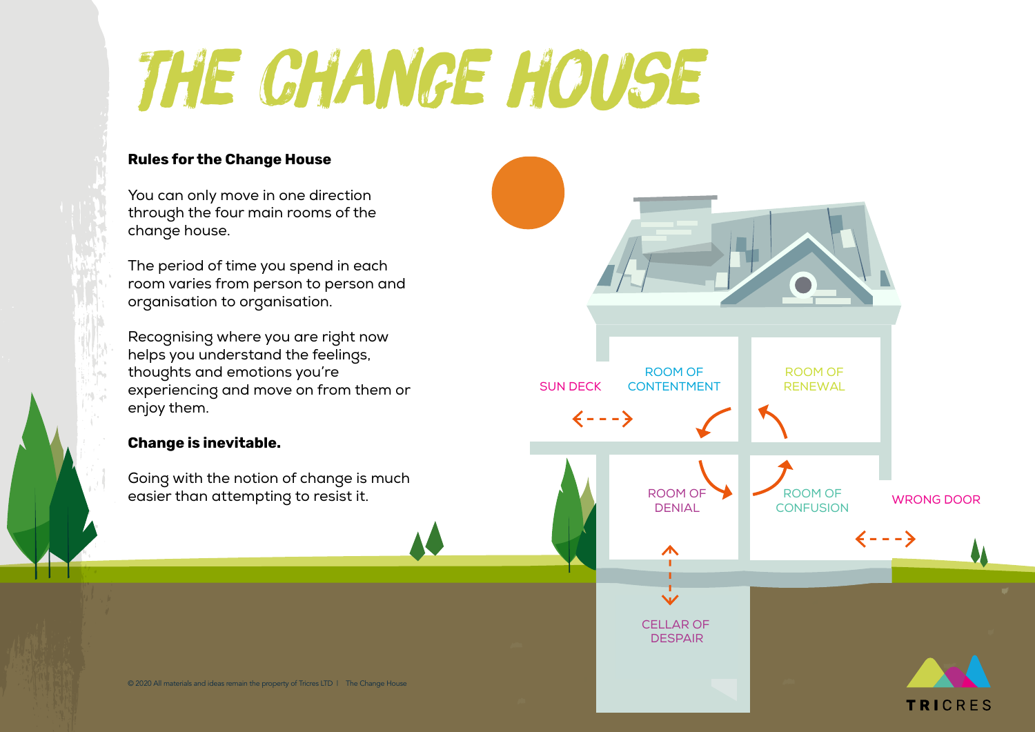# THE CHANGE HOUSE

**Rules for the Change House**

You can only move in one direction through the four main rooms of the change house.

The period of time you spend in each room varies from person to person and organisation to organisation.

Recognising where you are right now helps you understand the feelings, thoughts and emotions you're experiencing and move on from them or enjoy them.

**Change is inevitable.**

Going with the notion of change is much easier than attempting to resist it.

SUN DECK

ROOM OF CONTENTMENT

ROOM OF RENEWAL

ROOM OF DENIAL

ROOM OF CONFUSION

WRONG DOOR

CELLAR OF DESPAIR

© 2020 All materials and ideas remain the property of Tricres LTD | The Change House

TRICRES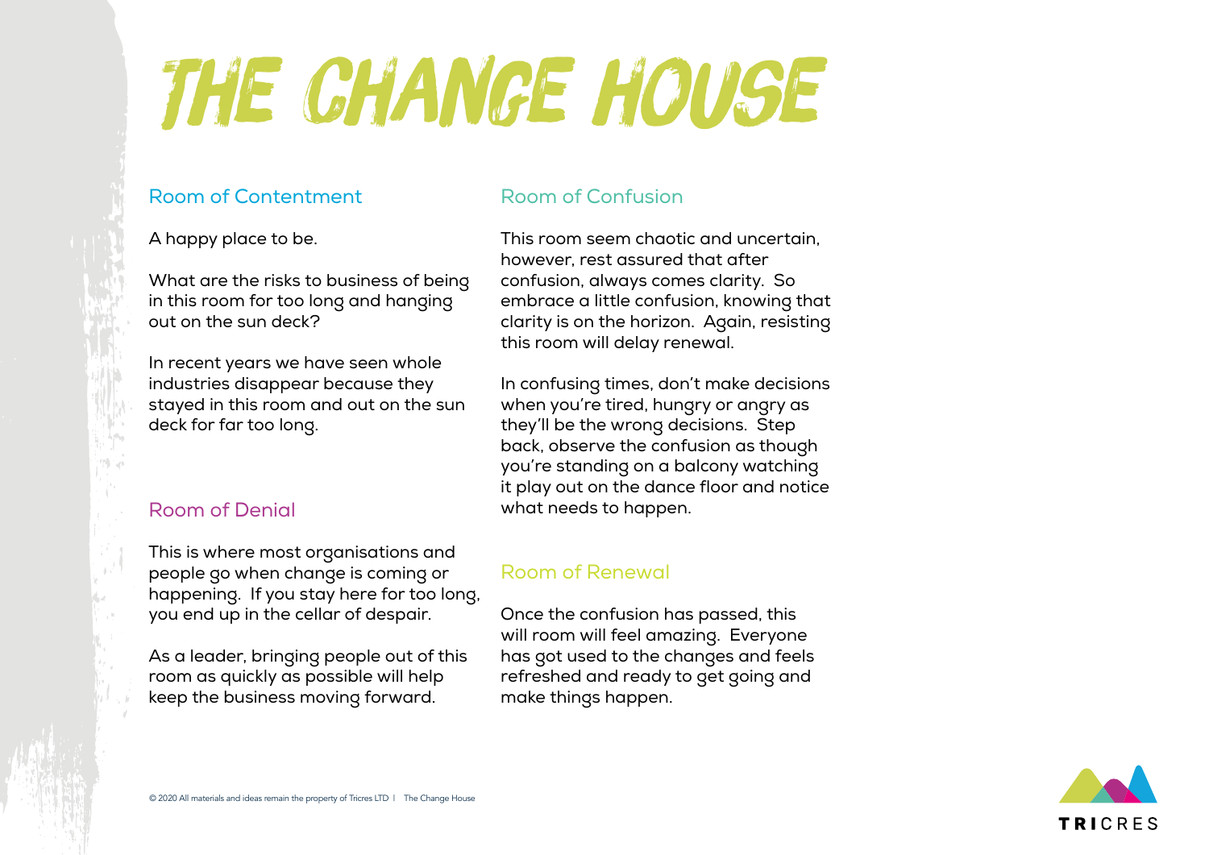# THE CHANGE HOUSE

## Room of Contentment

A happy place to be.

What are the risks to business of being in this room for too long and hanging out on the sun deck?

In recent years we have seen whole industries disappear because they stayed in this room and out on the sun deck for far too long.

## Room of Denial

This is where most organisations and people go when change is coming or happening. If you stay here for too long, you end up in the cellar of despair.

As a leader, bringing people out of this room as quickly as possible will help keep the business moving forward.

## Room of Confusion

This room seem chaotic and uncertain, however, rest assured that after confusion, always comes clarity. So embrace a little confusion, knowing that clarity is on the horizon. Again, resisting this room will delay renewal.

In confusing times, don't make decisions when you're tired, hungry or angry as they'll be the wrong decisions. Step back, observe the confusion as though you're standing on a balcony watching it play out on the dance floor and notice what needs to happen.

## Room of Renewal

Once the confusion has passed, this will room will feel amazing. Everyone has got used to the changes and feels refreshed and ready to get going and make things happen.

© 2020 All materials and ideas remain the property of Tricres LTD | The Change House

TRICRES